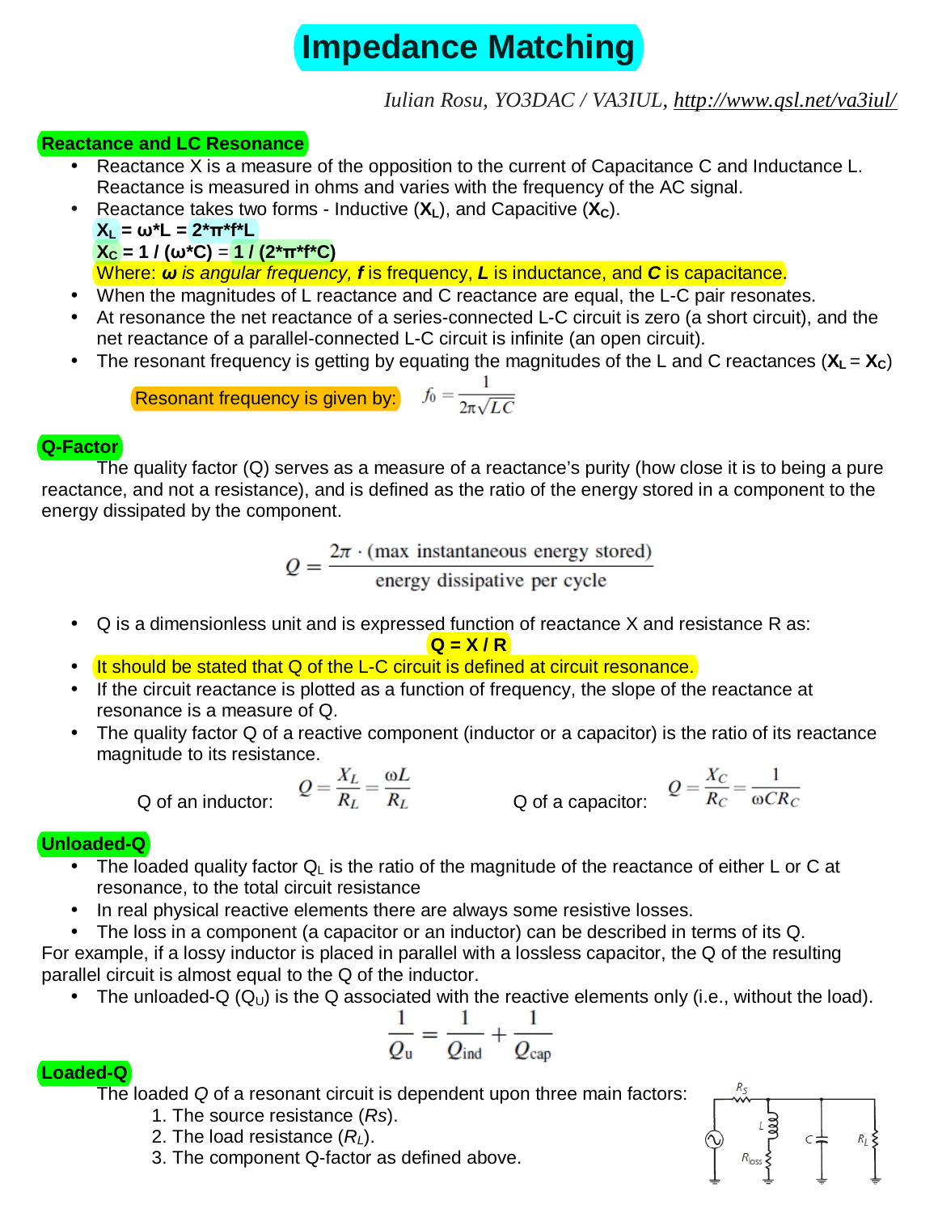# Impedance Matching

*Iulian Rosu, YO3DAC / VA3IUL, http://www.qsl.net/va3iul/*

## Reactance and LC Resonance

- Reactance X is a measure of the opposition to the current of Capacitance C and Inductance L. Reactance is measured in ohms and varies with the frequency of the AC signal.
- Reactance takes two forms - Inductive ($X_L$), and Capacitive ($X_C$).
  **$X_L = \omega * L = 2 * \pi * f * L$**
  **$X_C = 1 / (\omega * C) = 1 / (2 * \pi * f * C)$**
  Where: ***ω*** *is angular frequency,* ***f*** is frequency, ***L*** is inductance, and ***C*** is capacitance.
- When the magnitudes of L reactance and C reactance are equal, the L-C pair resonates.
- At resonance the net reactance of a series-connected L-C circuit is zero (a short circuit), and the net reactance of a parallel-connected L-C circuit is infinite (an open circuit).
- The resonant frequency is getting by equating the magnitudes of the L and C reactances ($X_L = X_C$)

Resonant frequency is given by: $f_0 = \dfrac{1}{2\pi\sqrt{LC}}$

## Q-Factor

The quality factor (Q) serves as a measure of a reactance's purity (how close it is to being a pure reactance, and not a resistance), and is defined as the ratio of the energy stored in a component to the energy dissipated by the component.

$$Q = \frac{2\pi \cdot (\text{max instantaneous energy stored})}{\text{energy dissipative per cycle}}$$

- Q is a dimensionless unit and is expressed function of reactance X and resistance R as:
  **$Q = X / R$**
- It should be stated that Q of the L-C circuit is defined at circuit resonance.
- If the circuit reactance is plotted as a function of frequency, the slope of the reactance at resonance is a measure of Q.
- The quality factor Q of a reactive component (inductor or a capacitor) is the ratio of its reactance magnitude to its resistance.

Q of an inductor: $Q = \dfrac{X_L}{R_L} = \dfrac{\omega L}{R_L}$  Q of a capacitor: $Q = \dfrac{X_C}{R_C} = \dfrac{1}{\omega C R_C}$

## Unloaded-Q

- The loaded quality factor $Q_L$ is the ratio of the magnitude of the reactance of either L or C at resonance, to the total circuit resistance
- In real physical reactive elements there are always some resistive losses.
- The loss in a component (a capacitor or an inductor) can be described in terms of its Q.

For example, if a lossy inductor is placed in parallel with a lossless capacitor, the Q of the resulting parallel circuit is almost equal to the Q of the inductor.

- The unloaded-Q ($Q_U$) is the Q associated with the reactive elements only (i.e., without the load).

$$\frac{1}{Q_u} = \frac{1}{Q_{ind}} + \frac{1}{Q_{cap}}$$

## Loaded-Q

The loaded *Q* of a resonant circuit is dependent upon three main factors:

1. The source resistance (*Rs*).
2. The load resistance ($R_L$).
3. The component Q-factor as defined above.

$R_S$
$L$
$R_{loss}$
$C$
$R_L$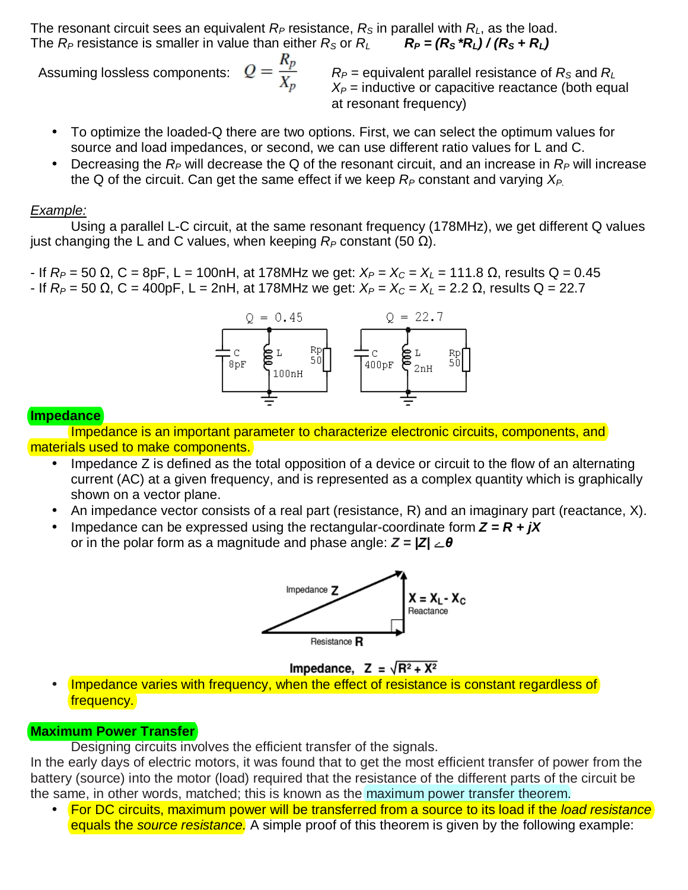The resonant circuit sees an equivalent $R_P$ resistance, $R_S$ in parallel with $R_L$, as the load.
The $R_P$ resistance is smaller in value than either $R_S$ or $R_L$ **$R_P = (R_S * R_L) / (R_S + R_L)$**

Assuming lossless components: $$Q = \frac{R_p}{X_p}$$

$R_P$ = equivalent parallel resistance of $R_S$ and $R_L$
$X_P$ = inductive or capacitive reactance (both equal at resonant frequency)

- To optimize the loaded-Q there are two options. First, we can select the optimum values for source and load impedances, or second, we can use different ratio values for L and C.
- Decreasing the $R_P$ will decrease the Q of the resonant circuit, and an increase in $R_P$ will increase the Q of the circuit. Can get the same effect if we keep $R_P$ constant and varying $X_P$.

*Example:*

Using a parallel L-C circuit, at the same resonant frequency (178MHz), we get different Q values just changing the L and C values, when keeping $R_P$ constant (50 Ω).

- If $R_P$ = 50 Ω, C = 8pF, L = 100nH, at 178MHz we get: $X_P = X_C = X_L$ = 111.8 Ω, results Q = 0.45
- If $R_P$ = 50 Ω, C = 400pF, L = 2nH, at 178MHz we get: $X_P = X_C = X_L$ = 2.2 Ω, results Q = 22.7

Q = 0.45: C 8pF, L 100nH, Rp 50 — Q = 22.7: C 400pF, L 2nH, Rp 50

## Impedance

Impedance is an important parameter to characterize electronic circuits, components, and materials used to make components.

- Impedance Z is defined as the total opposition of a device or circuit to the flow of an alternating current (AC) at a given frequency, and is represented as a complex quantity which is graphically shown on a vector plane.
- An impedance vector consists of a real part (resistance, R) and an imaginary part (reactance, X).
- Impedance can be expressed using the rectangular-coordinate form **$Z = R + jX$**
  or in the polar form as a magnitude and phase angle: **$Z = |Z| \angle\theta$**

Impedance Z — Resistance R — $X = X_L - X_C$ Reactance

**Impedance,** $$Z = \sqrt{R^2 + X^2}$$

- Impedance varies with frequency, when the effect of resistance is constant regardless of frequency.

## Maximum Power Transfer

Designing circuits involves the efficient transfer of the signals.
In the early days of electric motors, it was found that to get the most efficient transfer of power from the battery (source) into the motor (load) required that the resistance of the different parts of the circuit be the same, in other words, matched; this is known as the maximum power transfer theorem.

- For DC circuits, maximum power will be transferred from a source to its load if the *load resistance* equals the *source resistance.* A simple proof of this theorem is given by the following example: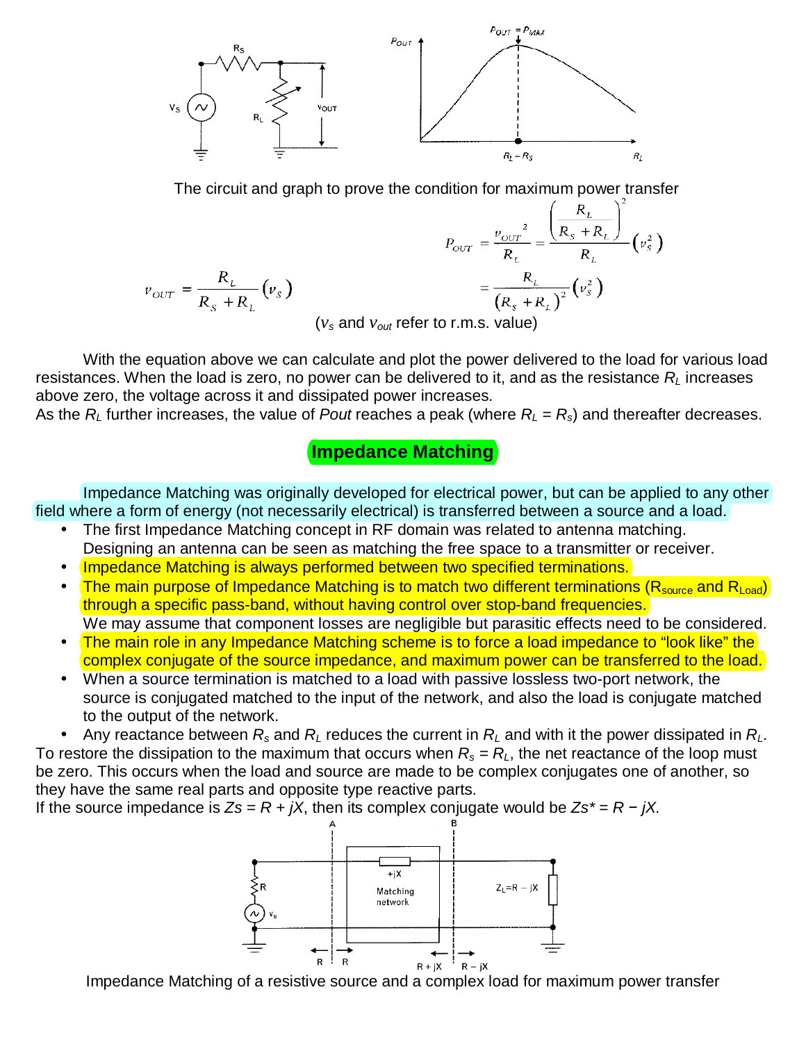The circuit and graph to prove the condition for maximum power transfer

$$P_{OUT} = \frac{v_{OUT}^{\;2}}{R_L} = \frac{\left(\frac{R_L}{R_S + R_L}\right)^2}{R_L}\left(v_S^2\right)$$

$$v_{OUT} = \frac{R_L}{R_S + R_L}\left(v_S\right) \qquad\qquad = \frac{R_L}{\left(R_S + R_L\right)^2}\left(v_S^2\right)$$

($v_s$ and $v_{out}$ refer to r.m.s. value)

With the equation above we can calculate and plot the power delivered to the load for various load resistances. When the load is zero, no power can be delivered to it, and as the resistance $R_L$ increases above zero, the voltage across it and dissipated power increases.
As the $R_L$ further increases, the value of *Pout* reaches a peak (where $R_L = R_s$) and thereafter decreases.

## Impedance Matching

Impedance Matching was originally developed for electrical power, but can be applied to any other field where a form of energy (not necessarily electrical) is transferred between a source and a load.

- The first Impedance Matching concept in RF domain was related to antenna matching. Designing an antenna can be seen as matching the free space to a transmitter or receiver.
- Impedance Matching is always performed between two specified terminations.
- The main purpose of Impedance Matching is to match two different terminations ($R_{source}$ and $R_{Load}$) through a specific pass-band, without having control over stop-band frequencies. We may assume that component losses are negligible but parasitic effects need to be considered.
- The main role in any Impedance Matching scheme is to force a load impedance to "look like" the complex conjugate of the source impedance, and maximum power can be transferred to the load.
- When a source termination is matched to a load with passive lossless two-port network, the source is conjugated matched to the input of the network, and also the load is conjugate matched to the output of the network.
- Any reactance between $R_s$ and $R_L$ reduces the current in $R_L$ and with it the power dissipated in $R_L$.

To restore the dissipation to the maximum that occurs when $R_s = R_L$, the net reactance of the loop must be zero. This occurs when the load and source are made to be complex conjugates one of another, so they have the same real parts and opposite type reactive parts.
If the source impedance is $Zs = R + jX$, then its complex conjugate would be $Zs^* = R - jX$.

Impedance Matching of a resistive source and a complex load for maximum power transfer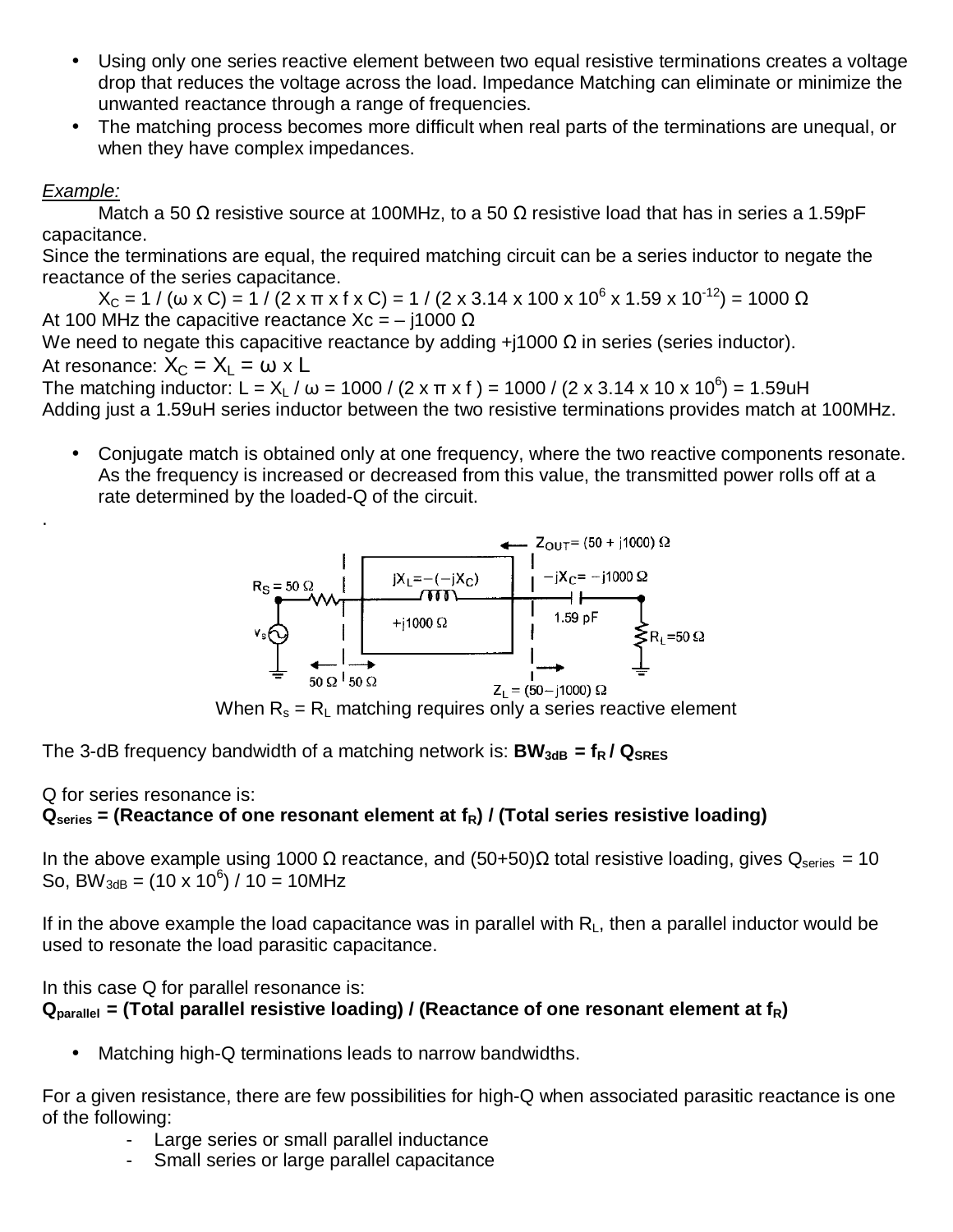- Using only one series reactive element between two equal resistive terminations creates a voltage drop that reduces the voltage across the load. Impedance Matching can eliminate or minimize the unwanted reactance through a range of frequencies.
- The matching process becomes more difficult when real parts of the terminations are unequal, or when they have complex impedances.

*Example:*

Match a 50 Ω resistive source at 100MHz, to a 50 Ω resistive load that has in series a 1.59pF capacitance.

Since the terminations are equal, the required matching circuit can be a series inductor to negate the reactance of the series capacitance.

$X_C = 1 / (\omega \times C) = 1 / (2 \times \pi \times f \times C) = 1 / (2 \times 3.14 \times 100 \times 10^6 \times 1.59 \times 10^{-12}) = 1000\ \Omega$

At 100 MHz the capacitive reactance $X_C = -j1000\ \Omega$

We need to negate this capacitive reactance by adding $+j1000\ \Omega$ in series (series inductor).

At resonance: $X_C = X_L = \omega \times L$

The matching inductor: $L = X_L / \omega = 1000 / (2 \times \pi \times f) = 1000 / (2 \times 3.14 \times 10 \times 10^6) = 1.59\text{uH}$

Adding just a 1.59uH series inductor between the two resistive terminations provides match at 100MHz.

- Conjugate match is obtained only at one frequency, where the two reactive components resonate. As the frequency is increased or decreased from this value, the transmitted power rolls off at a rate determined by the loaded-Q of the circuit.

.

$Z_{OUT} = (50 + j1000)\ \Omega$

$R_S = 50\ \Omega$

$jX_L = -(-jX_C)$

$+j1000\ \Omega$

$-jX_C = -j1000\ \Omega$

1.59 pF

$V_S$

$R_L = 50\ \Omega$

50 Ω | 50 Ω

$Z_L = (50 - j1000)\ \Omega$

When $R_s = R_L$ matching requires only a series reactive element

The 3-dB frequency bandwidth of a matching network is: $\mathbf{BW_{3dB} = f_R / Q_{SRES}}$

Q for series resonance is:

**$Q_{series}$ = (Reactance of one resonant element at $f_R$) / (Total series resistive loading)**

In the above example using 1000 Ω reactance, and (50+50)Ω total resistive loading, gives $Q_{series} = 10$

So, $BW_{3dB} = (10 \times 10^6) / 10 = 10\text{MHz}$

If in the above example the load capacitance was in parallel with $R_L$, then a parallel inductor would be used to resonate the load parasitic capacitance.

In this case Q for parallel resonance is:

**$Q_{parallel}$ = (Total parallel resistive loading) / (Reactance of one resonant element at $f_R$)**

- Matching high-Q terminations leads to narrow bandwidths.

For a given resistance, there are few possibilities for high-Q when associated parasitic reactance is one of the following:

- Large series or small parallel inductance
- Small series or large parallel capacitance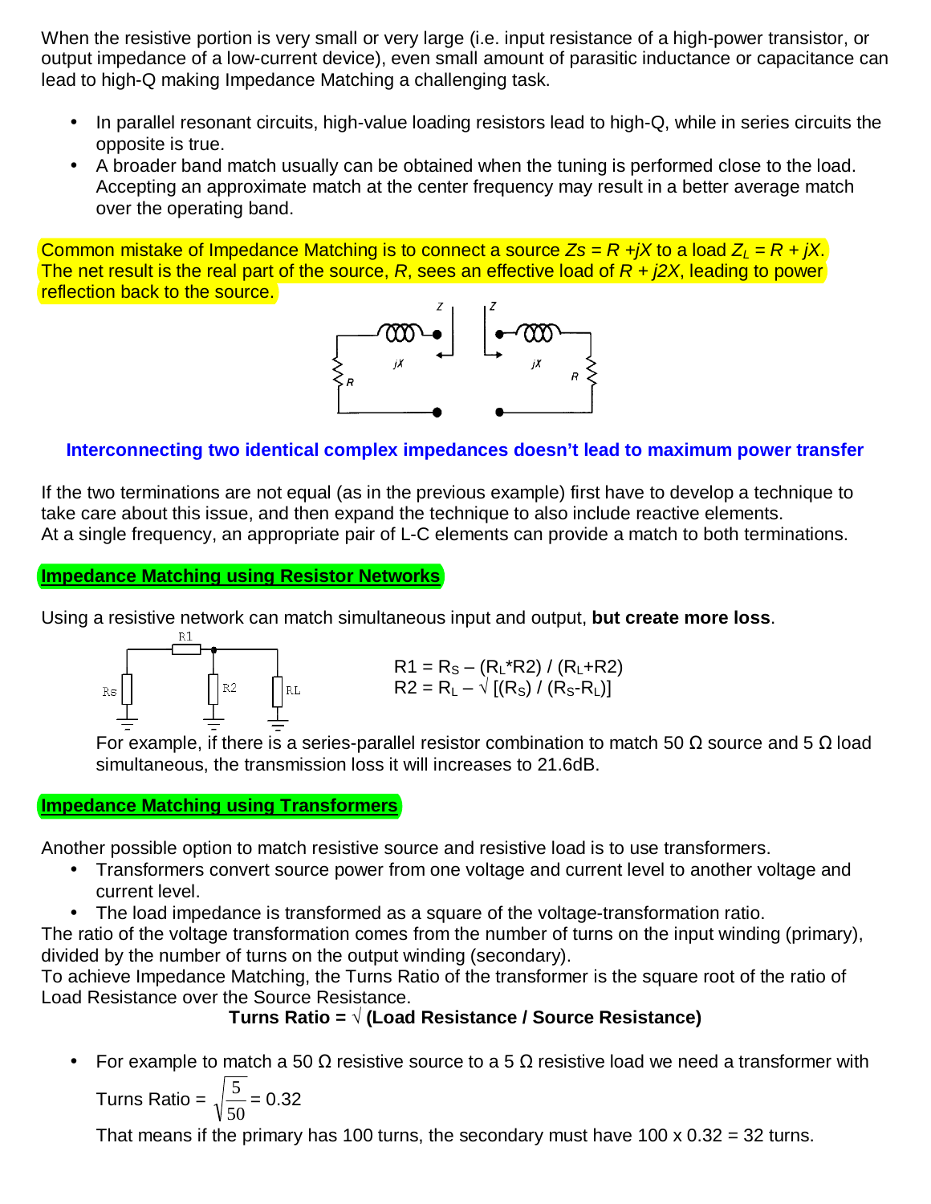When the resistive portion is very small or very large (i.e. input resistance of a high-power transistor, or output impedance of a low-current device), even small amount of parasitic inductance or capacitance can lead to high-Q making Impedance Matching a challenging task.

- In parallel resonant circuits, high-value loading resistors lead to high-Q, while in series circuits the opposite is true.
- A broader band match usually can be obtained when the tuning is performed close to the load. Accepting an approximate match at the center frequency may result in a better average match over the operating band.

Common mistake of Impedance Matching is to connect a source $Zs = R + jX$ to a load $Z_L = R + jX$. The net result is the real part of the source, $R$, sees an effective load of $R + j2X$, leading to power reflection back to the source.

Z

Z

jX

jX

R

R

**Interconnecting two identical complex impedances doesn't lead to maximum power transfer**

If the two terminations are not equal (as in the previous example) first have to develop a technique to take care about this issue, and then expand the technique to also include reactive elements.
At a single frequency, an appropriate pair of L-C elements can provide a match to both terminations.

## Impedance Matching using Resistor Networks

Using a resistive network can match simultaneous input and output, **but create more loss**.

R1

Rs

R2

RL

$R1 = R_S - (R_L{*}R2) / (R_L{+}R2)$
$R2 = R_L - \sqrt{[(R_S) / (R_S{-}R_L)]}$

For example, if there is a series-parallel resistor combination to match 50 Ω source and 5 Ω load simultaneous, the transmission loss it will increases to 21.6dB.

## Impedance Matching using Transformers

Another possible option to match resistive source and resistive load is to use transformers.

- Transformers convert source power from one voltage and current level to another voltage and current level.
- The load impedance is transformed as a square of the voltage-transformation ratio.

The ratio of the voltage transformation comes from the number of turns on the input winding (primary), divided by the number of turns on the output winding (secondary).
To achieve Impedance Matching, the Turns Ratio of the transformer is the square root of the ratio of Load Resistance over the Source Resistance.

**Turns Ratio = √ (Load Resistance / Source Resistance)**

- For example to match a 50 Ω resistive source to a 5 Ω resistive load we need a transformer with

  $$\text{Turns Ratio} = \sqrt{\frac{5}{50}} = 0.32$$

  That means if the primary has 100 turns, the secondary must have 100 x 0.32 = 32 turns.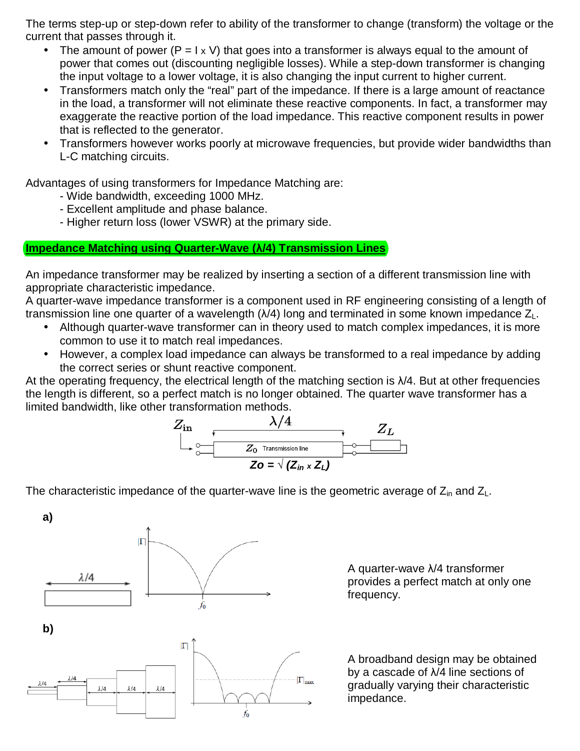The terms step-up or step-down refer to ability of the transformer to change (transform) the voltage or the current that passes through it.

- The amount of power ($P = I \times V$) that goes into a transformer is always equal to the amount of power that comes out (discounting negligible losses). While a step-down transformer is changing the input voltage to a lower voltage, it is also changing the input current to higher current.
- Transformers match only the "real" part of the impedance. If there is a large amount of reactance in the load, a transformer will not eliminate these reactive components. In fact, a transformer may exaggerate the reactive portion of the load impedance. This reactive component results in power that is reflected to the generator.
- Transformers however works poorly at microwave frequencies, but provide wider bandwidths than L-C matching circuits.

Advantages of using transformers for Impedance Matching are:

- Wide bandwidth, exceeding 1000 MHz.
- Excellent amplitude and phase balance.
- Higher return loss (lower VSWR) at the primary side.

## Impedance Matching using Quarter-Wave (λ/4) Transmission Lines

An impedance transformer may be realized by inserting a section of a different transmission line with appropriate characteristic impedance.

A quarter-wave impedance transformer is a component used in RF engineering consisting of a length of transmission line one quarter of a wavelength (λ/4) long and terminated in some known impedance $Z_L$.

- Although quarter-wave transformer can in theory used to match complex impedances, it is more common to use it to match real impedances.
- However, a complex load impedance can always be transformed to a real impedance by adding the correct series or shunt reactive component.

At the operating frequency, the electrical length of the matching section is λ/4. But at other frequencies the length is different, so a perfect match is no longer obtained. The quarter wave transformer has a limited bandwidth, like other transformation methods.

$Z_{in}$

$\lambda/4$

$Z_L$

$Z_0$ Transmission line

$$Z_o = \sqrt{(Z_{in} \times Z_L)}$$

The characteristic impedance of the quarter-wave line is the geometric average of $Z_{in}$ and $Z_L$.

**a)**

$\lambda/4$

$|\Gamma|$

$f_0$

A quarter-wave λ/4 transformer provides a perfect match at only one frequency.

**b)**

$\lambda/4$ $\lambda/4$ $\lambda/4$ $\lambda/4$ $\lambda/4$

$|\Gamma|$

$|\Gamma|_{max}$

$f_0$

A broadband design may be obtained by a cascade of λ/4 line sections of gradually varying their characteristic impedance.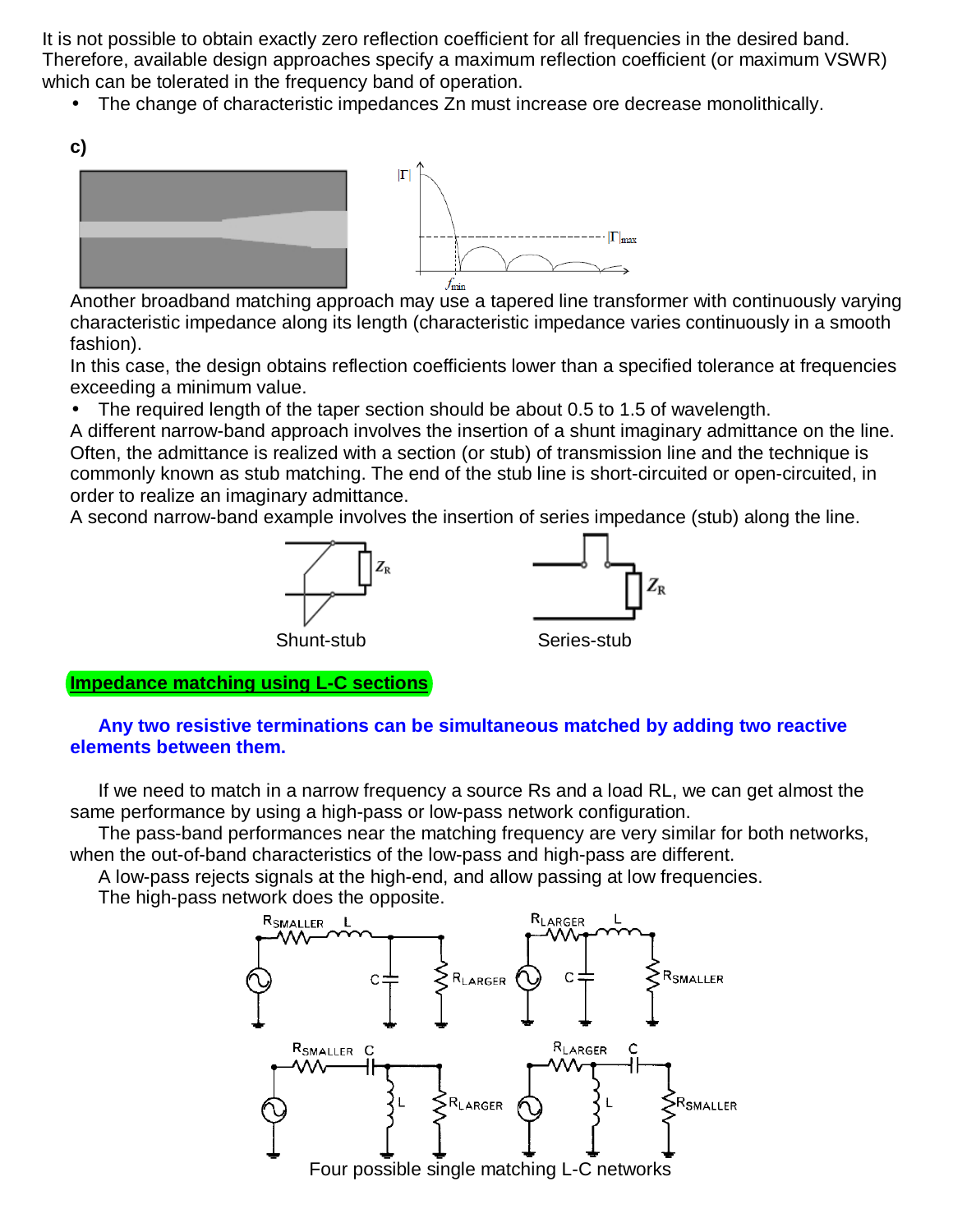It is not possible to obtain exactly zero reflection coefficient for all frequencies in the desired band. Therefore, available design approaches specify a maximum reflection coefficient (or maximum VSWR) which can be tolerated in the frequency band of operation.

- The change of characteristic impedances Zn must increase ore decrease monolithically.

**c)**

$|\Gamma|$

$|\Gamma|_{max}$

$f_{min}$

Another broadband matching approach may use a tapered line transformer with continuously varying characteristic impedance along its length (characteristic impedance varies continuously in a smooth fashion).

In this case, the design obtains reflection coefficients lower than a specified tolerance at frequencies exceeding a minimum value.

- The required length of the taper section should be about 0.5 to 1.5 of wavelength.

A different narrow-band approach involves the insertion of a shunt imaginary admittance on the line. Often, the admittance is realized with a section (or stub) of transmission line and the technique is commonly known as stub matching. The end of the stub line is short-circuited or open-circuited, in order to realize an imaginary admittance.

A second narrow-band example involves the insertion of series impedance (stub) along the line.

$Z_R$ $Z_R$

Shunt-stub Series-stub

## Impedance matching using L-C sections

**Any two resistive terminations can be simultaneous matched by adding two reactive elements between them.**

If we need to match in a narrow frequency a source Rs and a load RL, we can get almost the same performance by using a high-pass or low-pass network configuration.

The pass-band performances near the matching frequency are very similar for both networks, when the out-of-band characteristics of the low-pass and high-pass are different.

A low-pass rejects signals at the high-end, and allow passing at low frequencies.

The high-pass network does the opposite.

$R_{SMALLER}$ L C $R_{LARGER}$ $R_{LARGER}$ L C $R_{SMALLER}$

$R_{SMALLER}$ C L $R_{LARGER}$ $R_{LARGER}$ C L $R_{SMALLER}$

Four possible single matching L-C networks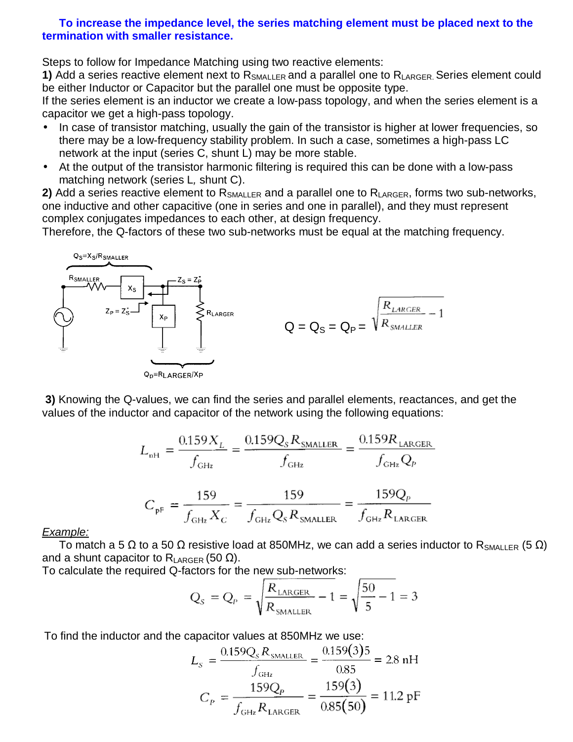**To increase the impedance level, the series matching element must be placed next to the termination with smaller resistance.**

Steps to follow for Impedance Matching using two reactive elements:

**1)** Add a series reactive element next to $R_{SMALLER}$ and a parallel one to $R_{LARGER.}$ Series element could be either Inductor or Capacitor but the parallel one must be opposite type.

If the series element is an inductor we create a low-pass topology, and when the series element is a capacitor we get a high-pass topology.

- In case of transistor matching, usually the gain of the transistor is higher at lower frequencies, so there may be a low-frequency stability problem. In such a case, sometimes a high-pass LC network at the input (series C, shunt L) may be more stable.
- At the output of the transistor harmonic filtering is required this can be done with a low-pass matching network (series L, shunt C).

**2)** Add a series reactive element to $R_{SMALLER}$ and a parallel one to $R_{LARGER}$, forms two sub-networks, one inductive and other capacitive (one in series and one in parallel), and they must represent complex conjugates impedances to each other, at design frequency.

Therefore, the Q-factors of these two sub-networks must be equal at the matching frequency.

$Q_S = X_S / R_{SMALLER}$

$R_{SMALLER}$ $X_S$ $Z_S = Z_P^*$ $Z_P = Z_S^*$ $X_P$ $R_{LARGER}$

$Q_P = R_{LARGER} / X_P$

$$Q = Q_S = Q_P = \sqrt{\frac{R_{LARGER}}{R_{SMALLER}} - 1}$$

**3)** Knowing the Q-values, we can find the series and parallel elements, reactances, and get the values of the inductor and capacitor of the network using the following equations:

$$L_{nH} = \frac{0.159 X_L}{f_{GHz}} = \frac{0.159 Q_S R_{SMALLER}}{f_{GHz}} = \frac{0.159 R_{LARGER}}{f_{GHz} Q_P}$$

$$C_{pF} = \frac{159}{f_{GHz} X_C} = \frac{159}{f_{GHz} Q_S R_{SMALLER}} = \frac{159 Q_P}{f_{GHz} R_{LARGER}}$$

*Example:*

To match a 5 Ω to a 50 Ω resistive load at 850MHz, we can add a series inductor to $R_{SMALLER}$ (5 Ω) and a shunt capacitor to $R_{LARGER}$ (50 Ω).

To calculate the required Q-factors for the new sub-networks:

$$Q_S = Q_P = \sqrt{\frac{R_{LARGER}}{R_{SMALLER}} - 1} = \sqrt{\frac{50}{5} - 1} = 3$$

To find the inductor and the capacitor values at 850MHz we use:

$$L_S = \frac{0.159 Q_S R_{SMALLER}}{f_{GHz}} = \frac{0.159(3)5}{0.85} = 2.8 \text{ nH}$$

$$C_P = \frac{159 Q_P}{f_{GHz} R_{LARGER}} = \frac{159(3)}{0.85(50)} = 11.2 \text{ pF}$$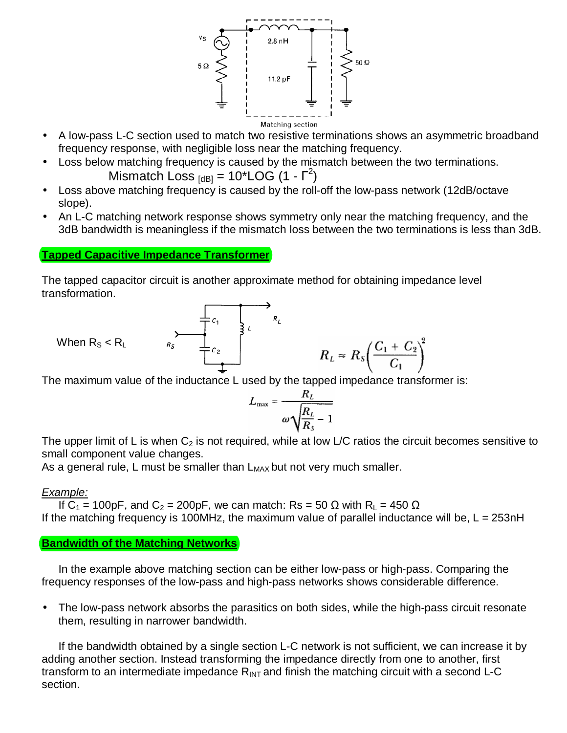vs

5 Ω

2.8 nH

11.2 pF

50 Ω

Matching section

- A low-pass L-C section used to match two resistive terminations shows an asymmetric broadband frequency response, with negligible loss near the matching frequency.
- Loss below matching frequency is caused by the mismatch between the two terminations.

$$\text{Mismatch Loss}_{[dB]} = 10 \cdot \text{LOG}\,(1 - \Gamma^2)$$

- Loss above matching frequency is caused by the roll-off the low-pass network (12dB/octave slope).
- An L-C matching network response shows symmetry only near the matching frequency, and the 3dB bandwidth is meaningless if the mismatch loss between the two terminations is less than 3dB.

## Tapped Capacitive Impedance Transformer

The tapped capacitor circuit is another approximate method for obtaining impedance level transformation.

When $R_S < R_L$

$C_1$ $L$ $R_L$ $R_S$ $C_2$

$$R_L \approx R_S \left( \frac{C_1 + C_2}{C_1} \right)^2$$

The maximum value of the inductance L used by the tapped impedance transformer is:

$$L_{max} = \frac{R_L}{\omega \sqrt{\frac{R_L}{R_S} - 1}}$$

The upper limit of L is when $C_2$ is not required, while at low L/C ratios the circuit becomes sensitive to small component value changes.
As a general rule, L must be smaller than $L_{MAX}$ but not very much smaller.

*Example:*
If $C_1$ = 100pF, and $C_2$ = 200pF, we can match: Rs = 50 Ω with $R_L$ = 450 Ω
If the matching frequency is 100MHz, the maximum value of parallel inductance will be, L = 253nH

## Bandwidth of the Matching Networks

In the example above matching section can be either low-pass or high-pass. Comparing the frequency responses of the low-pass and high-pass networks shows considerable difference.

- The low-pass network absorbs the parasitics on both sides, while the high-pass circuit resonate them, resulting in narrower bandwidth.

If the bandwidth obtained by a single section L-C network is not sufficient, we can increase it by adding another section. Instead transforming the impedance directly from one to another, first transform to an intermediate impedance $R_{INT}$ and finish the matching circuit with a second L-C section.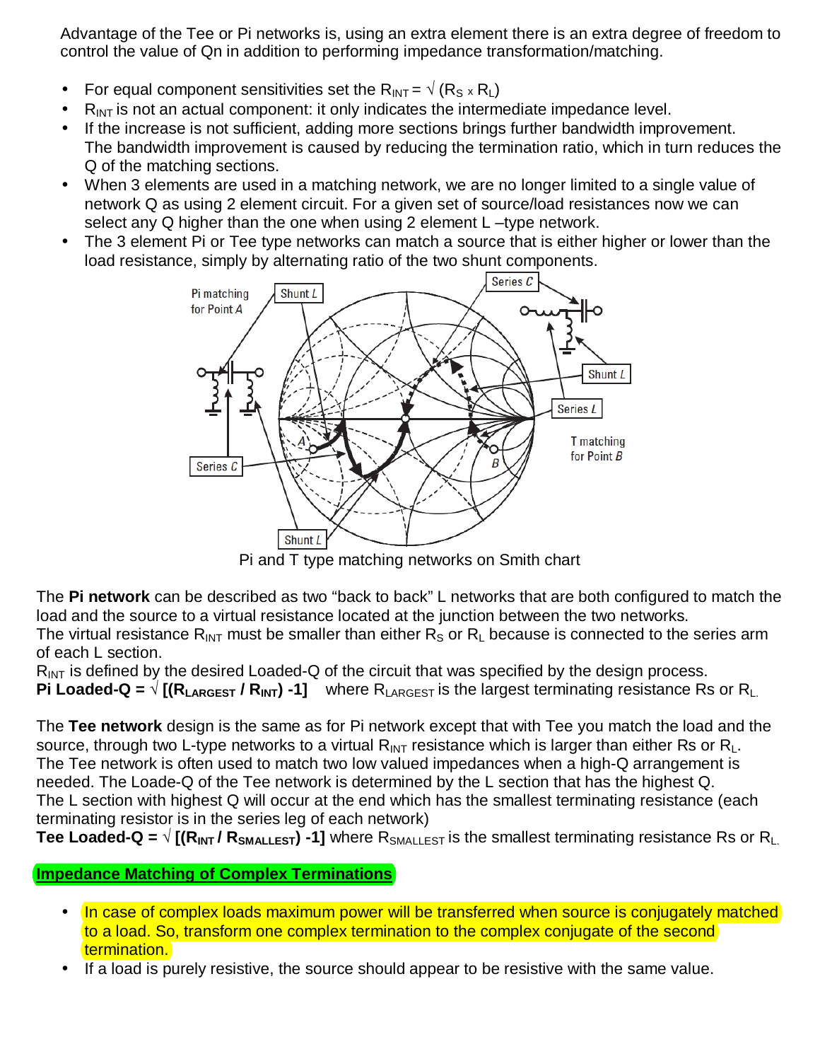Advantage of the Tee or Pi networks is, using an extra element there is an extra degree of freedom to control the value of Qn in addition to performing impedance transformation/matching.

- For equal component sensitivities set the $R_{INT} = \sqrt{(R_S \times R_L)}$
- $R_{INT}$ is not an actual component: it only indicates the intermediate impedance level.
- If the increase is not sufficient, adding more sections brings further bandwidth improvement. The bandwidth improvement is caused by reducing the termination ratio, which in turn reduces the Q of the matching sections.
- When 3 elements are used in a matching network, we are no longer limited to a single value of network Q as using 2 element circuit. For a given set of source/load resistances now we can select any Q higher than the one when using 2 element L –type network.
- The 3 element Pi or Tee type networks can match a source that is either higher or lower than the load resistance, simply by alternating ratio of the two shunt components.

Pi matching for Point A

Shunt L

Series C

Shunt L

Series C

Shunt L

Series L

T matching for Point B

A

B

Pi and T type matching networks on Smith chart

The **Pi network** can be described as two "back to back" L networks that are both configured to match the load and the source to a virtual resistance located at the junction between the two networks.
The virtual resistance $R_{INT}$ must be smaller than either $R_S$ or $R_L$ because is connected to the series arm of each L section.
$R_{INT}$ is defined by the desired Loaded-Q of the circuit that was specified by the design process.
**Pi Loaded-Q =** $\sqrt{[(R_{LARGEST} / R_{INT}) - 1]}$ where $R_{LARGEST}$ is the largest terminating resistance Rs or $R_L$.

The **Tee network** design is the same as for Pi network except that with Tee you match the load and the source, through two L-type networks to a virtual $R_{INT}$ resistance which is larger than either Rs or $R_L$.
The Tee network is often used to match two low valued impedances when a high-Q arrangement is needed. The Loade-Q of the Tee network is determined by the L section that has the highest Q.
The L section with highest Q will occur at the end which has the smallest terminating resistance (each terminating resistor is in the series leg of each network)
**Tee Loaded-Q =** $\sqrt{[(R_{INT} / R_{SMALLEST}) - 1]}$ where $R_{SMALLEST}$ is the smallest terminating resistance Rs or $R_L$.

**Impedance Matching of Complex Terminations**

- In case of complex loads maximum power will be transferred when source is conjugately matched to a load. So, transform one complex termination to the complex conjugate of the second termination.
- If a load is purely resistive, the source should appear to be resistive with the same value.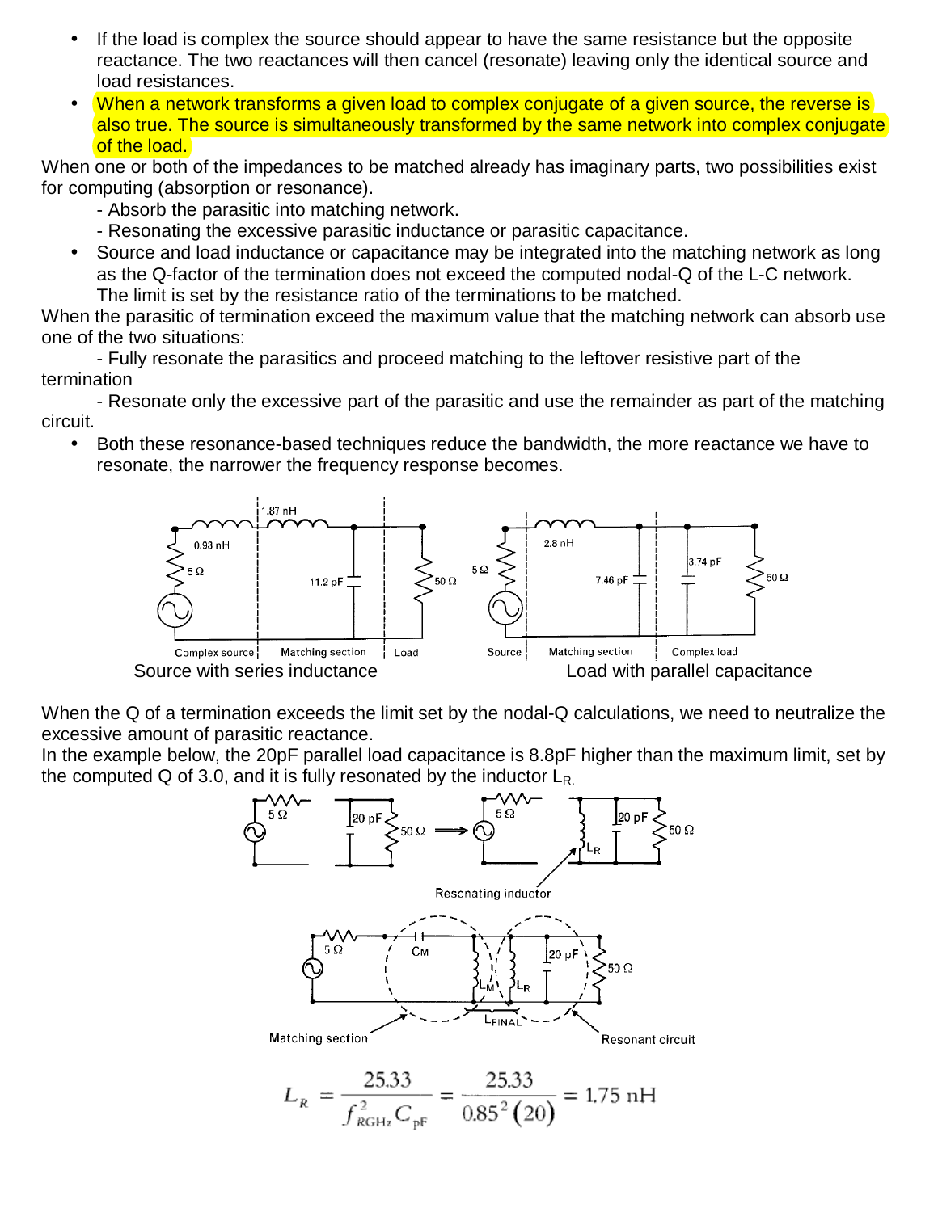- If the load is complex the source should appear to have the same resistance but the opposite reactance. The two reactances will then cancel (resonate) leaving only the identical source and load resistances.
- When a network transforms a given load to complex conjugate of a given source, the reverse is also true. The source is simultaneously transformed by the same network into complex conjugate of the load.

When one or both of the impedances to be matched already has imaginary parts, two possibilities exist for computing (absorption or resonance).

- Absorb the parasitic into matching network.
- Resonating the excessive parasitic inductance or parasitic capacitance.

- Source and load inductance or capacitance may be integrated into the matching network as long as the Q-factor of the termination does not exceed the computed nodal-Q of the L-C network. The limit is set by the resistance ratio of the terminations to be matched.

When the parasitic of termination exceed the maximum value that the matching network can absorb use one of the two situations:

- Fully resonate the parasitics and proceed matching to the leftover resistive part of the termination
- Resonate only the excessive part of the parasitic and use the remainder as part of the matching circuit.

- Both these resonance-based techniques reduce the bandwidth, the more reactance we have to resonate, the narrower the frequency response becomes.

1.87 nH
0.93 nH
5 Ω
11.2 pF
50 Ω
Complex source
Matching section
Load

Source with series inductance

2.8 nH
5 Ω
7.46 pF
3.74 pF
50 Ω
Source
Matching section
Complex load

Load with parallel capacitance

When the Q of a termination exceeds the limit set by the nodal-Q calculations, we need to neutralize the excessive amount of parasitic reactance.

In the example below, the 20pF parallel load capacitance is 8.8pF higher than the maximum limit, set by the computed Q of 3.0, and it is fully resonated by the inductor $L_R$.

5 Ω
20 pF
50 Ω
5 Ω
$L_R$
20 pF
50 Ω
Resonating inductor

5 Ω
CM
LM
LR
20 pF
50 Ω
LFINAL
Matching section
Resonant circuit

$$L_R = \frac{25.33}{f_{RGHz}^2 C_{pF}} = \frac{25.33}{0.85^2(20)} = 1.75 \text{ nH}$$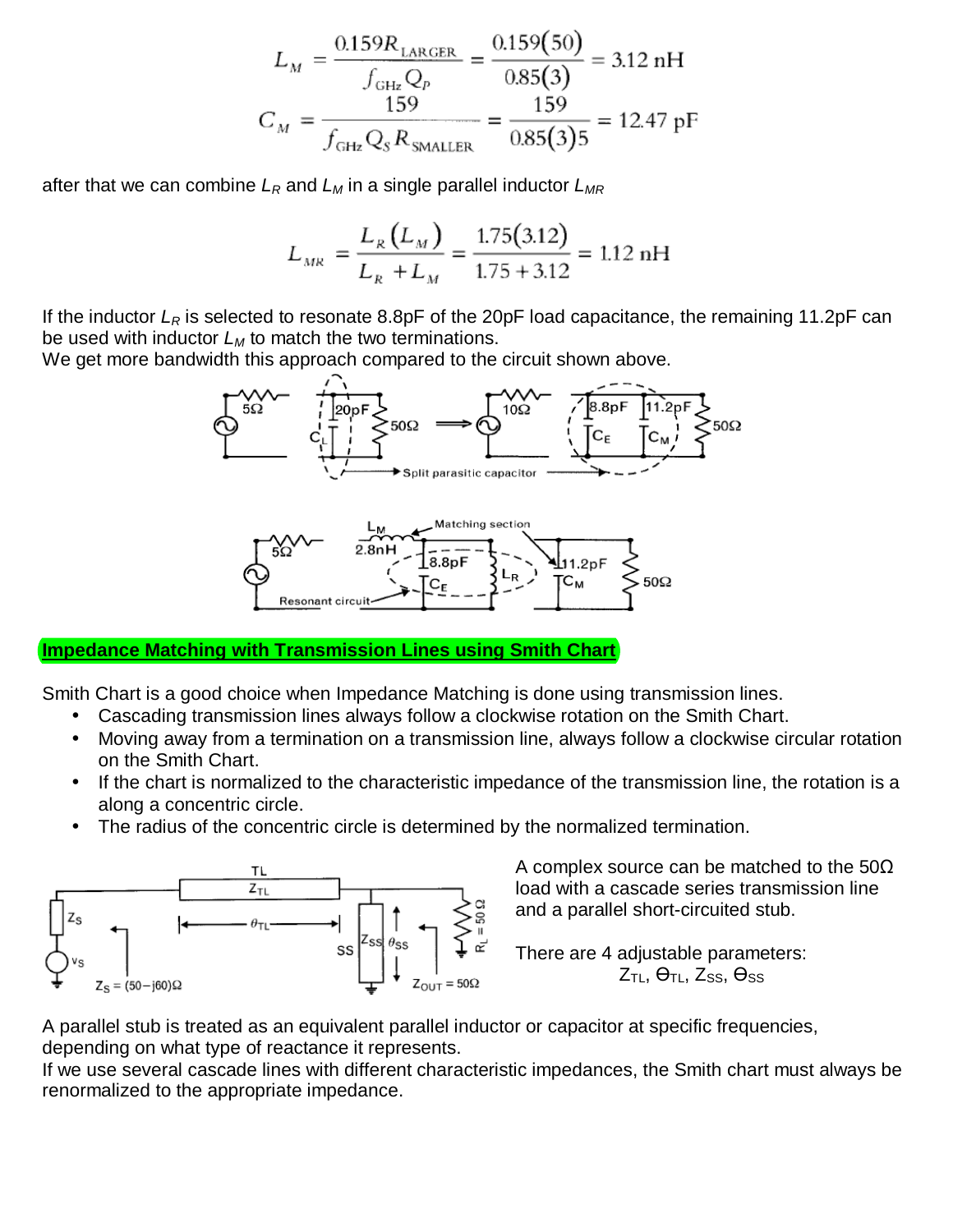$$L_M = \frac{0.159 R_{LARGER}}{f_{GHz} Q_P} = \frac{0.159(50)}{0.85(3)} = 3.12 \text{ nH}$$

$$C_M = \frac{159}{f_{GHz} Q_S R_{SMALLER}} = \frac{159}{0.85(3)5} = 12.47 \text{ pF}$$

after that we can combine $L_R$ and $L_M$ in a single parallel inductor $L_{MR}$

$$L_{MR} = \frac{L_R(L_M)}{L_R + L_M} = \frac{1.75(3.12)}{1.75 + 3.12} = 1.12 \text{ nH}$$

If the inductor $L_R$ is selected to resonate 8.8pF of the 20pF load capacitance, the remaining 11.2pF can be used with inductor $L_M$ to match the two terminations.
We get more bandwidth this approach compared to the circuit shown above.

5Ω
20pF
$C_L$
50Ω
10Ω
8.8pF
$C_E$
11.2pF
$C_M$
50Ω
Split parasitic capacitor

$L_M$
Matching section
5Ω
2.8nH
8.8pF
$C_E$
$L_R$
11.2pF
$C_M$
50Ω
Resonant circuit

## Impedance Matching with Transmission Lines using Smith Chart

Smith Chart is a good choice when Impedance Matching is done using transmission lines.

- Cascading transmission lines always follow a clockwise rotation on the Smith Chart.
- Moving away from a termination on a transmission line, always follow a clockwise circular rotation on the Smith Chart.
- If the chart is normalized to the characteristic impedance of the transmission line, the rotation is a along a concentric circle.
- The radius of the concentric circle is determined by the normalized termination.

TL
$Z_{TL}$
$Z_S$
$\theta_{TL}$
$v_S$
SS
$Z_{SS}$
$\theta_{SS}$
$R_L = 50\ \Omega$
$Z_S = (50 - j60)\Omega$
$Z_{OUT} = 50\Omega$

A complex source can be matched to the 50Ω load with a cascade series transmission line and a parallel short-circuited stub.

There are 4 adjustable parameters:
$Z_{TL}$, $\Theta_{TL}$, $Z_{SS}$, $\Theta_{SS}$

A parallel stub is treated as an equivalent parallel inductor or capacitor at specific frequencies, depending on what type of reactance it represents.
If we use several cascade lines with different characteristic impedances, the Smith chart must always be renormalized to the appropriate impedance.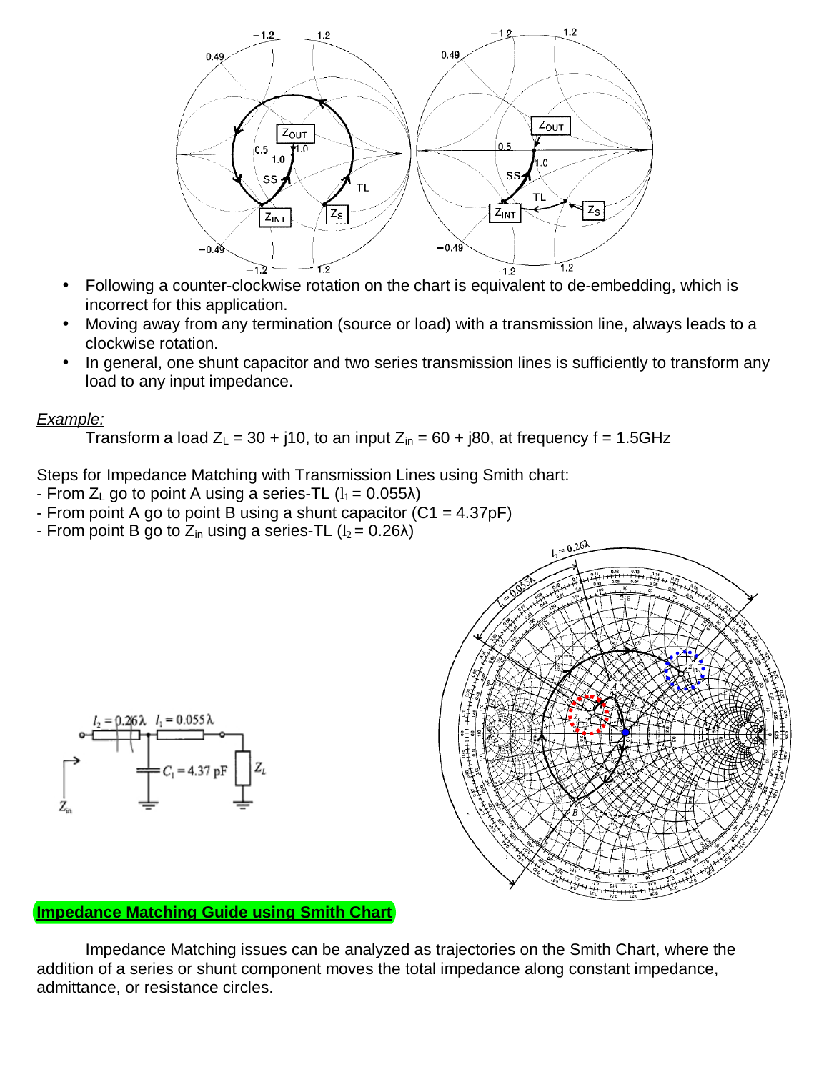- Following a counter-clockwise rotation on the chart is equivalent to de-embedding, which is incorrect for this application.
- Moving away from any termination (source or load) with a transmission line, always leads to a clockwise rotation.
- In general, one shunt capacitor and two series transmission lines is sufficiently to transform any load to any input impedance.

*Example:*

Transform a load $Z_L = 30 + j10$, to an input $Z_{in} = 60 + j80$, at frequency f = 1.5GHz

Steps for Impedance Matching with Transmission Lines using Smith chart:
- From $Z_L$ go to point A using a series-TL ($l_1 = 0.055\lambda$)
- From point A go to point B using a shunt capacitor (C1 = 4.37pF)
- From point B go to $Z_{in}$ using a series-TL ($l_2 = 0.26\lambda$)

**Impedance Matching Guide using Smith Chart**

Impedance Matching issues can be analyzed as trajectories on the Smith Chart, where the addition of a series or shunt component moves the total impedance along constant impedance, admittance, or resistance circles.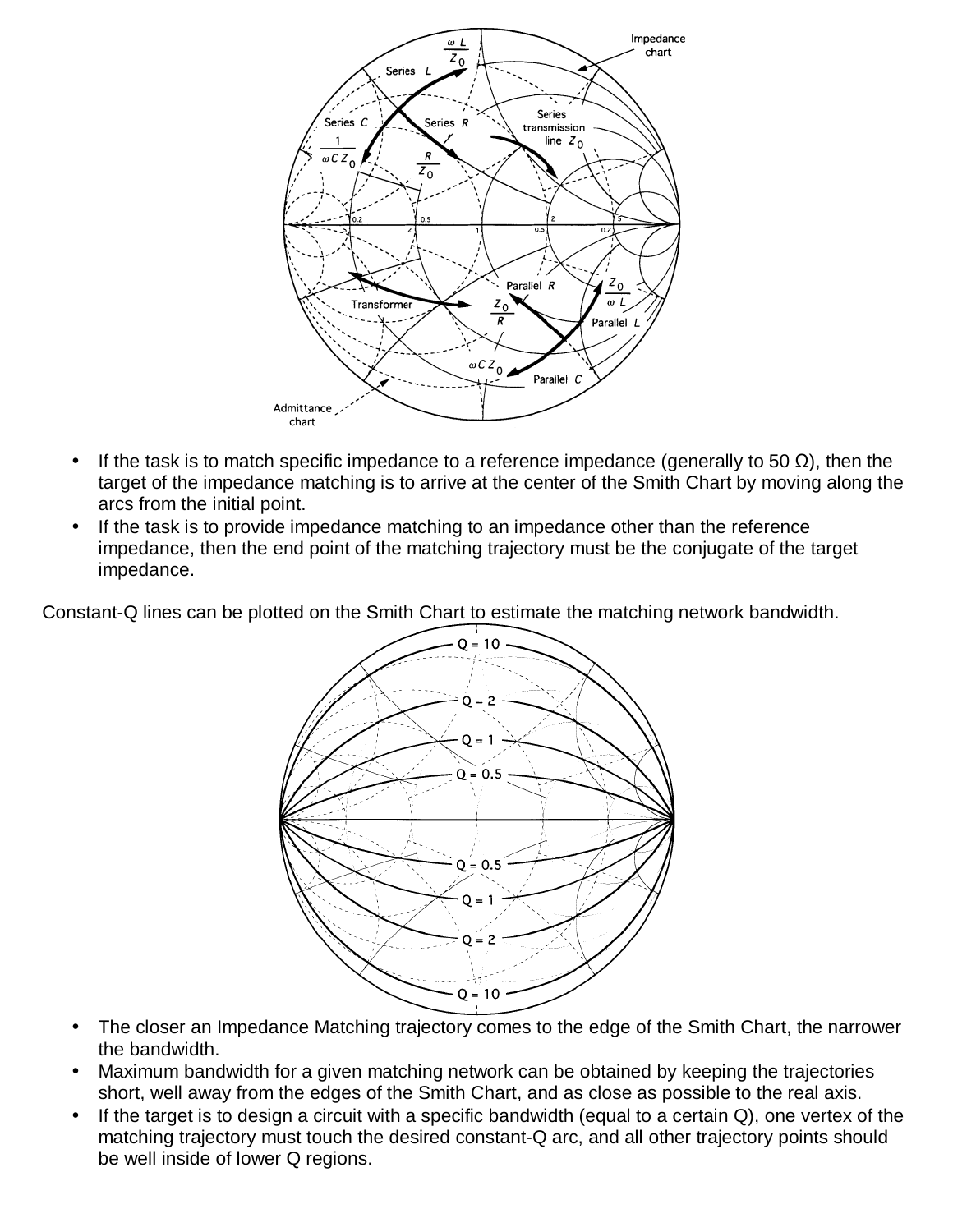Impedance chart

$\frac{\omega L}{Z_0}$

Series $L$

Series $C$

Series $R$

$\frac{1}{\omega C Z_0}$

$\frac{R}{Z_0}$

Series transmission line $Z_0$

0.2 0.5 1 2 5

Parallel $R$

$\frac{Z_0}{\omega L}$

Transformer

$\frac{Z_0}{R}$

Parallel $L$

$\omega C Z_0$

Parallel $C$

Admittance chart

- If the task is to match specific impedance to a reference impedance (generally to 50 Ω), then the target of the impedance matching is to arrive at the center of the Smith Chart by moving along the arcs from the initial point.
- If the task is to provide impedance matching to an impedance other than the reference impedance, then the end point of the matching trajectory must be the conjugate of the target impedance.

Constant-Q lines can be plotted on the Smith Chart to estimate the matching network bandwidth.

Q = 10

Q = 2

Q = 1

Q = 0.5

Q = 0.5

Q = 1

Q = 2

Q = 10

- The closer an Impedance Matching trajectory comes to the edge of the Smith Chart, the narrower the bandwidth.
- Maximum bandwidth for a given matching network can be obtained by keeping the trajectories short, well away from the edges of the Smith Chart, and as close as possible to the real axis.
- If the target is to design a circuit with a specific bandwidth (equal to a certain Q), one vertex of the matching trajectory must touch the desired constant-Q arc, and all other trajectory points should be well inside of lower Q regions.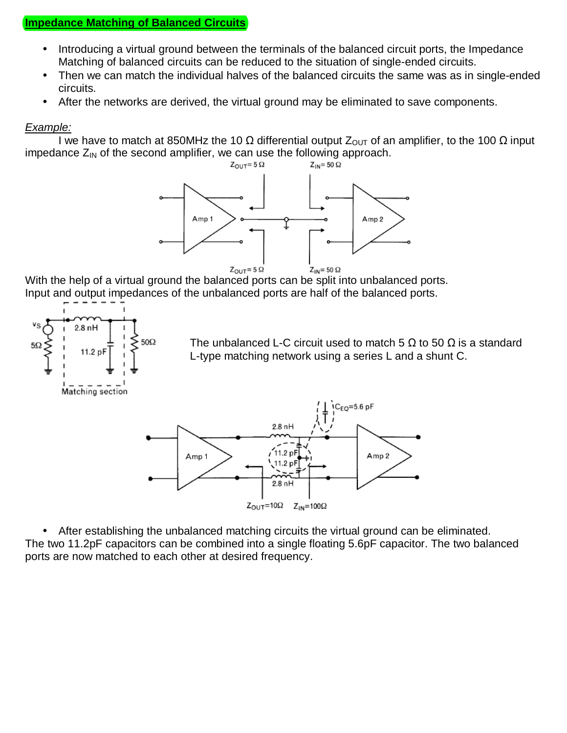## Impedance Matching of Balanced Circuits

- Introducing a virtual ground between the terminals of the balanced circuit ports, the Impedance Matching of balanced circuits can be reduced to the situation of single-ended circuits.
- Then we can match the individual halves of the balanced circuits the same was as in single-ended circuits.
- After the networks are derived, the virtual ground may be eliminated to save components.

*Example:*

I we have to match at 850MHz the 10 Ω differential output $Z_{OUT}$ of an amplifier, to the 100 Ω input impedance $Z_{IN}$ of the second amplifier, we can use the following approach.

$Z_{OUT}$= 5 Ω

$Z_{IN}$= 50 Ω

Amp 1

Amp 2

$Z_{OUT}$= 5 Ω

$Z_{IN}$= 50 Ω

With the help of a virtual ground the balanced ports can be split into unbalanced ports.
Input and output impedances of the unbalanced ports are half of the balanced ports.

VS

5Ω

2.8 nH

11.2 pF

50Ω

Matching section

The unbalanced L-C circuit used to match 5 Ω to 50 Ω is a standard L-type matching network using a series L and a shunt C.

$C_{EQ}$=5.6 pF

2.8 nH

11.2 pF

11.2 pF

2.8 nH

Amp 1

Amp 2

$Z_{OUT}$=10Ω

$Z_{IN}$=100Ω

- After establishing the unbalanced matching circuits the virtual ground can be eliminated.

The two 11.2pF capacitors can be combined into a single floating 5.6pF capacitor. The two balanced ports are now matched to each other at desired frequency.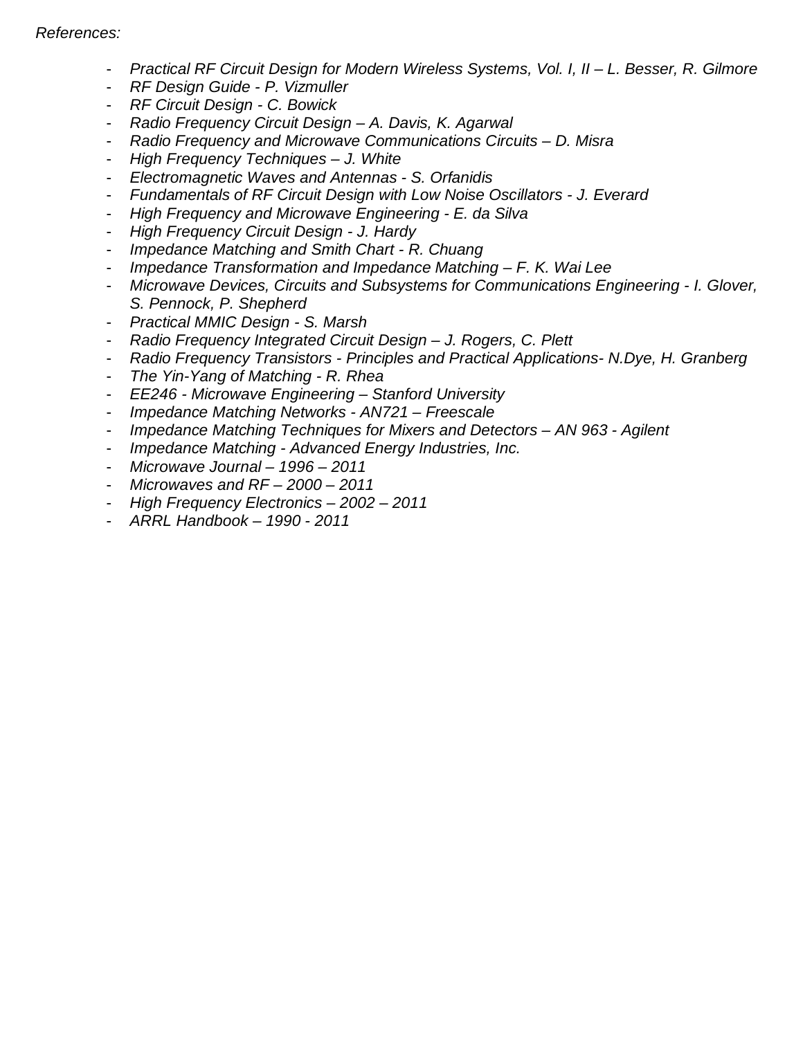*References:*

- *Practical RF Circuit Design for Modern Wireless Systems, Vol. I, II – L. Besser, R. Gilmore*
- *RF Design Guide - P. Vizmuller*
- *RF Circuit Design - C. Bowick*
- *Radio Frequency Circuit Design – A. Davis, K. Agarwal*
- *Radio Frequency and Microwave Communications Circuits – D. Misra*
- *High Frequency Techniques – J. White*
- *Electromagnetic Waves and Antennas - S. Orfanidis*
- *Fundamentals of RF Circuit Design with Low Noise Oscillators - J. Everard*
- *High Frequency and Microwave Engineering - E. da Silva*
- *High Frequency Circuit Design - J. Hardy*
- *Impedance Matching and Smith Chart - R. Chuang*
- *Impedance Transformation and Impedance Matching – F. K. Wai Lee*
- *Microwave Devices, Circuits and Subsystems for Communications Engineering - I. Glover, S. Pennock, P. Shepherd*
- *Practical MMIC Design - S. Marsh*
- *Radio Frequency Integrated Circuit Design – J. Rogers, C. Plett*
- *Radio Frequency Transistors - Principles and Practical Applications- N.Dye, H. Granberg*
- *The Yin-Yang of Matching - R. Rhea*
- *EE246 - Microwave Engineering – Stanford University*
- *Impedance Matching Networks - AN721 – Freescale*
- *Impedance Matching Techniques for Mixers and Detectors – AN 963 - Agilent*
- *Impedance Matching - Advanced Energy Industries, Inc.*
- *Microwave Journal – 1996 – 2011*
- *Microwaves and RF – 2000 – 2011*
- *High Frequency Electronics – 2002 – 2011*
- *ARRL Handbook – 1990 - 2011*